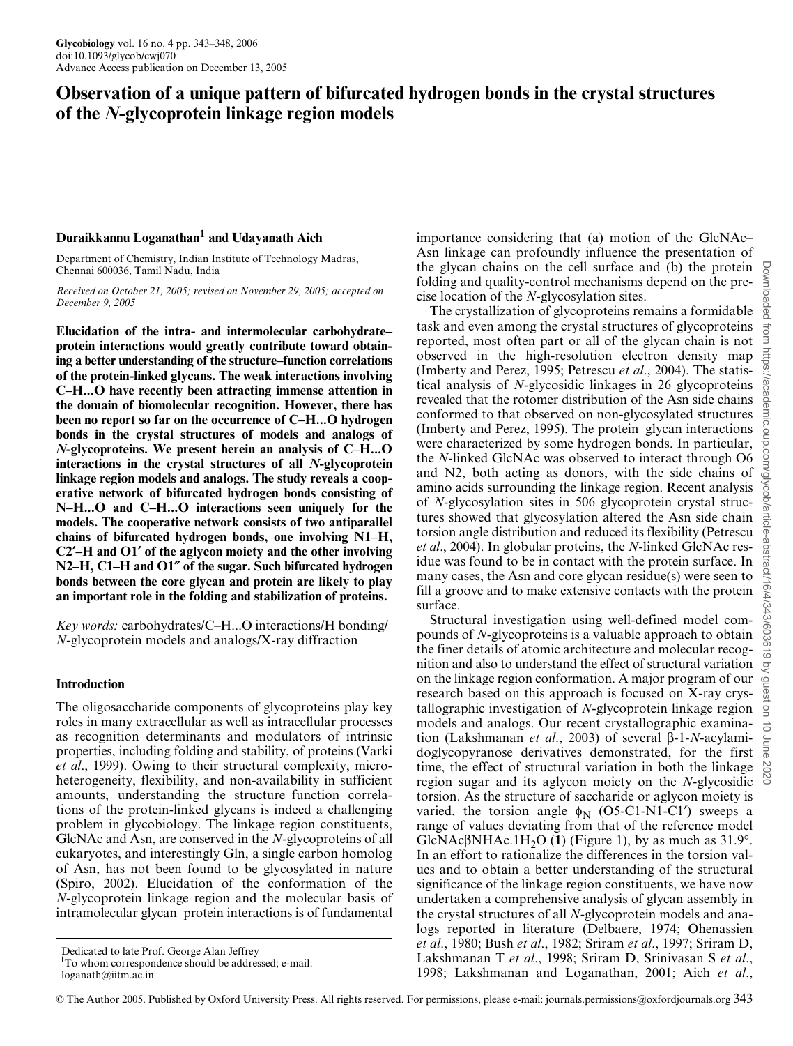# Observation of a unique pattern of bifurcated hydrogen bonds in the crystal structures of the *N*-glycoprotein linkage region models

**Duraikkannu Loganathan[1] and Udayanath Aich**

Department of Chemistry, Indian Institute of Technology Madras, Chennai 600036, Tamil Nadu, India

*Received on October 21, 2005; revised on November 29, 2005; accepted on December 9, 2005*

**Elucidation of the intra- and intermolecular carbohydrate–protein interactions would greatly contribute toward obtaining a better understanding of the structure–function correlations of the protein-linked glycans. The weak interactions involving C–H...O have recently been attracting immense attention in the domain of biomolecular recognition. However, there has been no report so far on the occurrence of C–H...O hydrogen bonds in the crystal structures of models and analogs of *N*-glycoproteins. We present herein an analysis of C–H...O interactions in the crystal structures of all *N*-glycoprotein linkage region models and analogs. The study reveals a cooperative network of bifurcated hydrogen bonds consisting of N–H...O and C–H...O interactions seen uniquely for the models. The cooperative network consists of two antiparallel chains of bifurcated hydrogen bonds, one involving N1–H, C2′–H and O1′ of the aglycon moiety and the other involving N2–H, C1–H and O1″ of the sugar. Such bifurcated hydrogen bonds between the core glycan and protein are likely to play an important role in the folding and stabilization of proteins.**

*Key words:* carbohydrates/C–H...O interactions/H bonding/*N*-glycoprotein models and analogs/X-ray diffraction

## Introduction

The oligosaccharide components of glycoproteins play key roles in many extracellular as well as intracellular processes as recognition determinants and modulators of intrinsic properties, including folding and stability, of proteins (Varki *et al*., 1999). Owing to their structural complexity, microheterogeneity, flexibility, and non-availability in sufficient amounts, understanding the structure–function correlations of the protein-linked glycans is indeed a challenging problem in glycobiology. The linkage region constituents, GlcNAc and Asn, are conserved in the *N*-glycoproteins of all eukaryotes, and interestingly Gln, a single carbon homolog of Asn, has not been found to be glycosylated in nature (Spiro, 2002). Elucidation of the conformation of the *N*-glycoprotein linkage region and the molecular basis of intramolecular glycan–protein interactions is of fundamental importance considering that (a) motion of the GlcNAc–Asn linkage can profoundly influence the presentation of the glycan chains on the cell surface and (b) the protein folding and quality-control mechanisms depend on the precise location of the *N*-glycosylation sites.

The crystallization of glycoproteins remains a formidable task and even among the crystal structures of glycoproteins reported, most often part or all of the glycan chain is not observed in the high-resolution electron density map (Imberty and Perez, 1995; Petrescu *et al*., 2004). The statistical analysis of *N*-glycosidic linkages in 26 glycoproteins revealed that the rotomer distribution of the Asn side chains conformed to that observed on non-glycosylated structures (Imberty and Perez, 1995). The protein–glycan interactions were characterized by some hydrogen bonds. In particular, the *N*-linked GlcNAc was observed to interact through O6 and N2, both acting as donors, with the side chains of amino acids surrounding the linkage region. Recent analysis of *N*-glycosylation sites in 506 glycoprotein crystal structures showed that glycosylation altered the Asn side chain torsion angle distribution and reduced its flexibility (Petrescu *et al*., 2004). In globular proteins, the *N*-linked GlcNAc residue was found to be in contact with the protein surface. In many cases, the Asn and core glycan residue(s) were seen to fill a groove and to make extensive contacts with the protein surface.

Structural investigation using well-defined model compounds of *N*-glycoproteins is a valuable approach to obtain the finer details of atomic architecture and molecular recognition and also to understand the effect of structural variation on the linkage region conformation. A major program of our research based on this approach is focused on X-ray crystallographic investigation of *N*-glycoprotein linkage region models and analogs. Our recent crystallographic examination (Lakshmanan *et al*., 2003) of several β-1-*N*-acylamidoglycopyranose derivatives demonstrated, for the first time, the effect of structural variation in both the linkage region sugar and its aglycon moiety on the *N*-glycosidic torsion. As the structure of saccharide or aglycon moiety is varied, the torsion angle $\phi_N$ (O5-C1-N1-C1′) sweeps a range of values deviating from that of the reference model GlcNAcβNHAc.1$H_2O$ (**1**) (Figure 1), by as much as 31.9°. In an effort to rationalize the differences in the torsion values and to obtain a better understanding of the structural significance of the linkage region constituents, we have now undertaken a comprehensive analysis of glycan assembly in the crystal structures of all *N*-glycoprotein models and analogs reported in literature (Delbaere, 1974; Ohenassien *et al*., 1980; Bush *et al*., 1982; Sriram *et al*., 1997; Sriram D, Lakshmanan T *et al*., 1998; Sriram D, Srinivasan S *et al*., 1998; Lakshmanan and Loganathan, 2001; Aich *et al*.,

Dedicated to late Prof. George Alan Jeffrey

[1]To whom correspondence should be addressed; e-mail: loganath@iitm.ac.in

© The Author 2005. Published by Oxford University Press. All rights reserved. For permissions, please e-mail: journals.permissions@oxfordjournals.org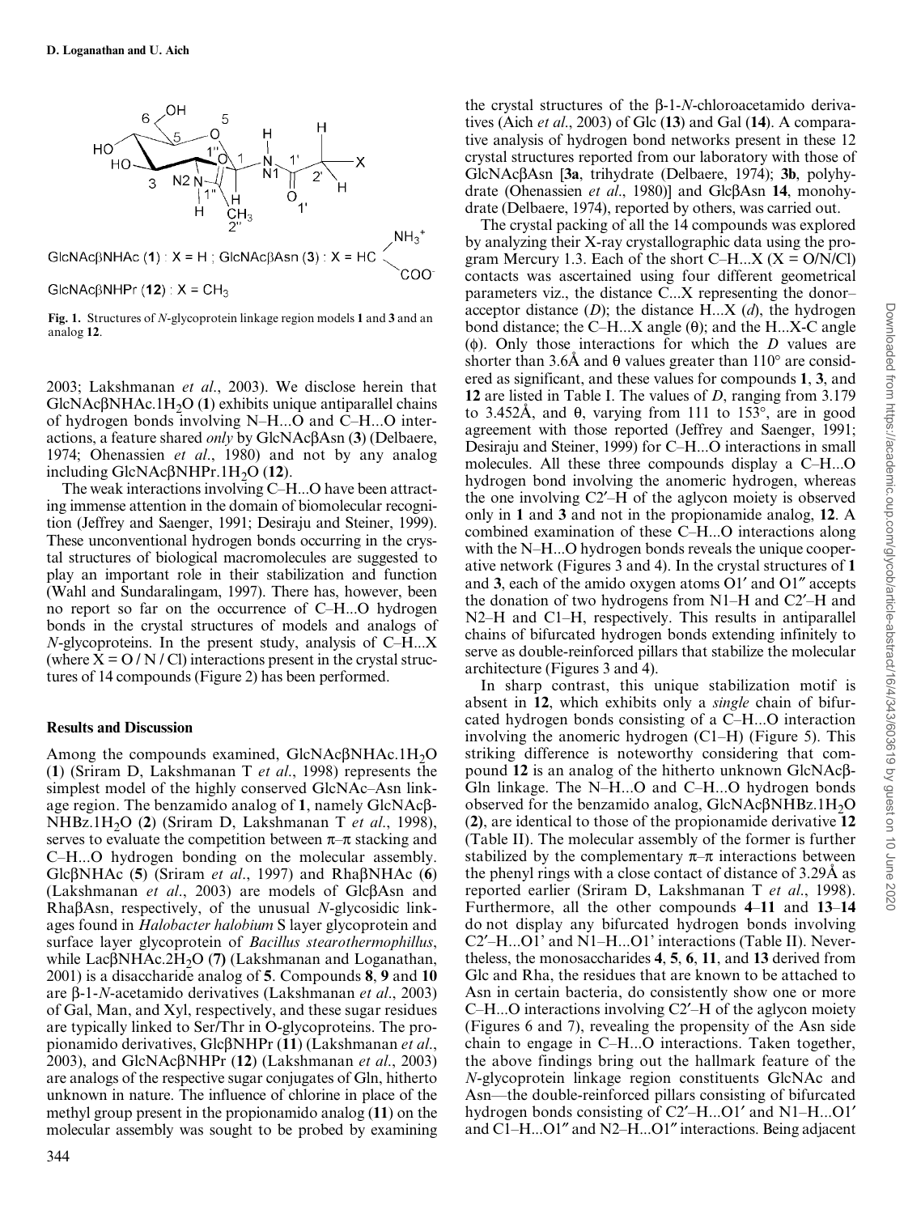GlcNAcβNHAc (1) : X = H ; GlcNAcβAsn (3) : X = HC($NH_3^+$)(COO$^-$)

GlcNAcβNHPr (12) : X = $CH_3$

**Fig. 1.** Structures of *N*-glycoprotein linkage region models **1** and **3** and an analog **12**.

2003; Lakshmanan *et al*., 2003). We disclose herein that GlcNAcβNHAc.1$H_2O$ (**1**) exhibits unique antiparallel chains of hydrogen bonds involving N–H...O and C–H...O interactions, a feature shared *only* by GlcNAcβAsn (**3**) (Delbaere, 1974; Ohenassien *et al*., 1980) and not by any analog including GlcNAcβNHPr.1$H_2O$ (**12**).

The weak interactions involving C–H...O have been attracting immense attention in the domain of biomolecular recognition (Jeffrey and Saenger, 1991; Desiraju and Steiner, 1999). These unconventional hydrogen bonds occurring in the crystal structures of biological macromolecules are suggested to play an important role in their stabilization and function (Wahl and Sundaralingam, 1997). There has, however, been no report so far on the occurrence of C–H...O hydrogen bonds in the crystal structures of models and analogs of *N*-glycoproteins. In the present study, analysis of C–H...X (where X = O / N / Cl) interactions present in the crystal structures of 14 compounds (Figure 2) has been performed.

## Results and Discussion

Among the compounds examined, GlcNAcβNHAc.1$H_2O$ (**1**) (Sriram D, Lakshmanan T *et al*., 1998) represents the simplest model of the highly conserved GlcNAc–Asn linkage region. The benzamido analog of **1**, namely GlcNAcβNHBz.1$H_2O$ (**2**) (Sriram D, Lakshmanan T *et al*., 1998), serves to evaluate the competition between π–π stacking and C–H...O hydrogen bonding on the molecular assembly. GlcβNHAc (**5**) (Sriram *et al*., 1997) and RhaβNHAc (**6**) (Lakshmanan *et al*., 2003) are models of GlcβAsn and RhaβAsn, respectively, of the unusual *N*-glycosidic linkages found in *Halobacter halobium* S layer glycoprotein and surface layer glycoprotein of *Bacillus stearothermophillus*, while LacβNHAc.2$H_2O$ (**7**) (Lakshmanan and Loganathan, 2001) is a disaccharide analog of **5**. Compounds **8**, **9** and **10** are β-1-*N*-acetamido derivatives (Lakshmanan *et al*., 2003) of Gal, Man, and Xyl, respectively, and these sugar residues are typically linked to Ser/Thr in O-glycoproteins. The propionamido derivatives, GlcβNHPr (**11**) (Lakshmanan *et al*., 2003), and GlcNAcβNHPr (**12**) (Lakshmanan *et al*., 2003) are analogs of the respective sugar conjugates of Gln, hitherto unknown in nature. The influence of chlorine in place of the methyl group present in the propionamido analog (**11**) on the molecular assembly was sought to be probed by examining the crystal structures of the β-1-*N*-chloroacetamido derivatives (Aich *et al*., 2003) of Glc (**13**) and Gal (**14**). A comparative analysis of hydrogen bond networks present in these 12 crystal structures reported from our laboratory with those of GlcNAcβAsn [**3a**, trihydrate (Delbaere, 1974); **3b**, polyhydrate (Ohenassien *et al*., 1980)] and GlcβAsn **14**, monohydrate (Delbaere, 1974), reported by others, was carried out.

The crystal packing of all the 14 compounds was explored by analyzing their X-ray crystallographic data using the program Mercury 1.3. Each of the short C–H...X (X = O/N/Cl) contacts was ascertained using four different geometrical parameters viz., the distance C...X representing the donor–acceptor distance ($D$); the distance H...X ($d$), the hydrogen bond distance; the C–H...X angle (θ); and the H...X-C angle (ϕ). Only those interactions for which the $D$ values are shorter than 3.6Å and θ values greater than 110° are considered as significant, and these values for compounds **1**, **3**, and **12** are listed in Table I. The values of $D$, ranging from 3.179 to 3.452Å, and θ, varying from 111 to 153°, are in good agreement with those reported (Jeffrey and Saenger, 1991; Desiraju and Steiner, 1999) for C–H...O interactions in small molecules. All these three compounds display a C–H...O hydrogen bond involving the anomeric hydrogen, whereas the one involving C2′–H of the aglycon moiety is observed only in **1** and **3** and not in the propionamide analog, **12**. A combined examination of these C–H...O interactions along with the N–H...O hydrogen bonds reveals the unique cooperative network (Figures 3 and 4). In the crystal structures of **1** and **3**, each of the amido oxygen atoms O1′ and O1″ accepts the donation of two hydrogens from N1–H and C2′–H and N2–H and C1–H, respectively. This results in antiparallel chains of bifurcated hydrogen bonds extending infinitely to serve as double-reinforced pillars that stabilize the molecular architecture (Figures 3 and 4).

In sharp contrast, this unique stabilization motif is absent in **12**, which exhibits only a *single* chain of bifurcated hydrogen bonds consisting of a C–H...O interaction involving the anomeric hydrogen (C1–H) (Figure 5). This striking difference is noteworthy considering that compound **12** is an analog of the hitherto unknown GlcNAcβ-Gln linkage. The N–H...O and C–H...O hydrogen bonds observed for the benzamido analog, GlcNAcβNHBz.1$H_2O$ (**2**), are identical to those of the propionamide derivative **12** (Table II). The molecular assembly of the former is further stabilized by the complementary π–π interactions between the phenyl rings with a close contact of distance of 3.29Å as reported earlier (Sriram D, Lakshmanan T *et al*., 1998). Furthermore, all the other compounds **4**–**11** and **13**–**14** do not display any bifurcated hydrogen bonds involving C2′–H...O1′ and N1–H...O1′ interactions (Table II). Nevertheless, the monosaccharides **4**, **5**, **6**, **11**, and **13** derived from Glc and Rha, the residues that are known to be attached to Asn in certain bacteria, do consistently show one or more C–H...O interactions involving C2′–H of the aglycon moiety (Figures 6 and 7), revealing the propensity of the Asn side chain to engage in C–H...O interactions. Taken together, the above findings bring out the hallmark feature of the *N*-glycoprotein linkage region constituents GlcNAc and Asn—the double-reinforced pillars consisting of bifurcated hydrogen bonds consisting of C2′–H...O1′ and N1–H...O1′ and C1–H...O1″ and N2–H...O1″ interactions. Being adjacent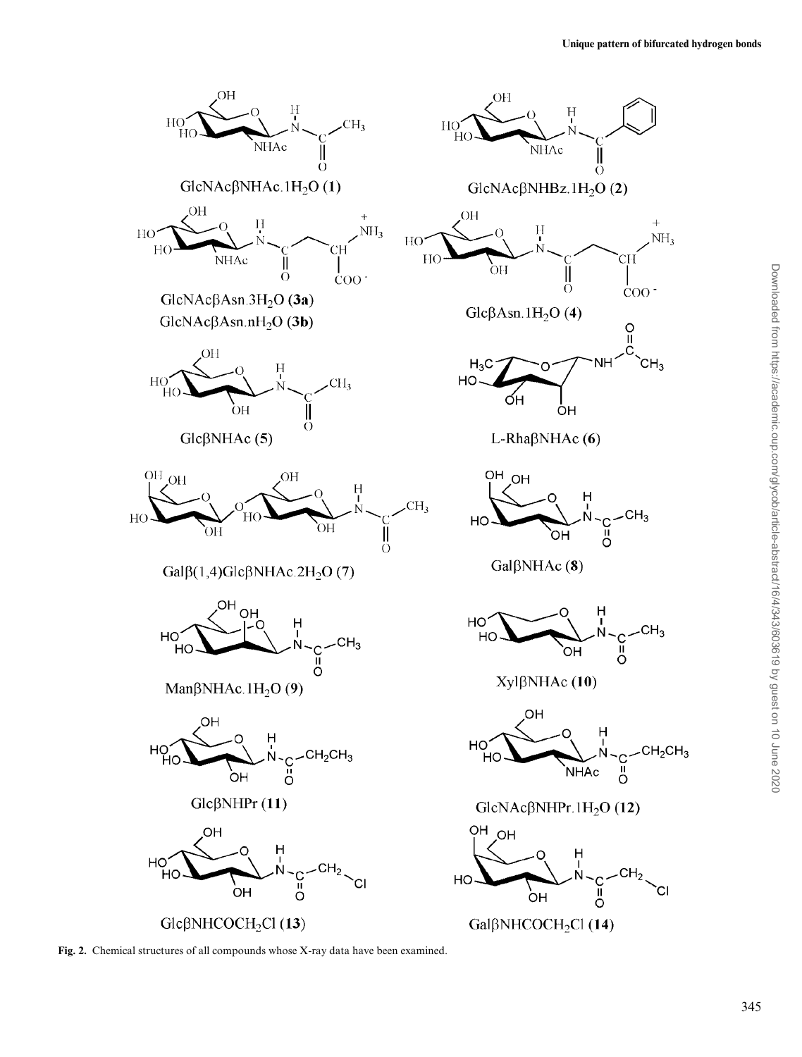GlcNAcβNHAc.1$H_2O$ (**1**)

GlcNAcβNHBz.1$H_2O$ (**2**)

GlcNAcβAsn.3$H_2O$ (**3a**)

GlcNAcβAsn.n$H_2O$ (**3b**)

GlcβAsn.1$H_2O$ (**4**)

GlcβNHAc (**5**)

L-RhaβNHAc (**6**)

Galβ(1,4)GlcβNHAc.2$H_2O$ (**7**)

GalβNHAc (**8**)

ManβNHAc.1$H_2O$ (**9**)

XylβNHAc (**10**)

GlcβNHPr (**11**)

GlcNAcβNHPr.1$H_2O$ (**12**)

GlcβNHCO$CH_2$Cl (**13**)

GalβNHCO$CH_2$Cl (**14**)

**Fig. 2.** Chemical structures of all compounds whose X-ray data have been examined.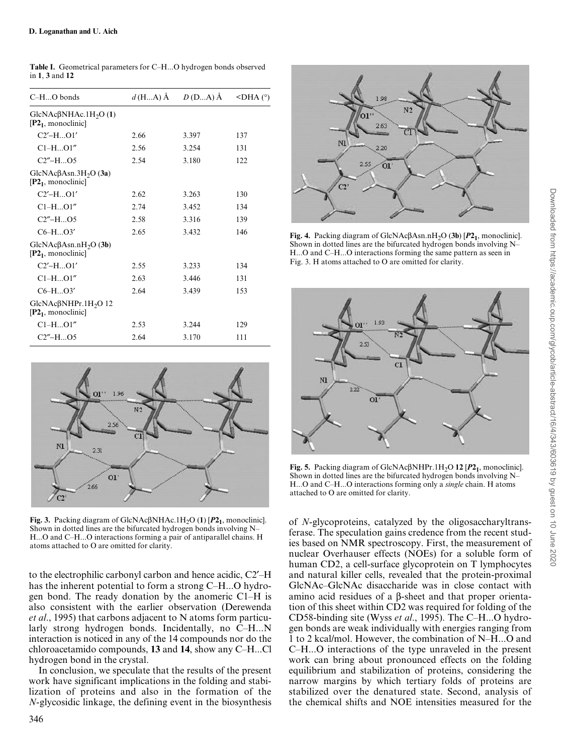**Table I.** Geometrical parameters for C–H...O hydrogen bonds observed in **1**, **3** and **12**

| C–H...O bonds | $d$ (H...A) Å | $D$ (D...A) Å | <DHA (°) |
|---|---|---|---|
| GlcNAcβNHAc.1$H_2O$ (**1**) [**P**$2_1$, monoclinic] | | | |
| C2′–H...O1′ | 2.66 | 3.397 | 137 |
| C1–H...O1″ | 2.56 | 3.254 | 131 |
| C2″–H...O5 | 2.54 | 3.180 | 122 |
| GlcNAcβAsn.3$H_2O$ (**3a**) [**P**$2_1$, monoclinic] | | | |
| C2′–H...O1′ | 2.62 | 3.263 | 130 |
| C1–H...O1″ | 2.74 | 3.452 | 134 |
| C2″–H...O5 | 2.58 | 3.316 | 139 |
| C6–H...O3′ | 2.65 | 3.432 | 146 |
| GlcNAcβAsn.n$H_2O$ (**3b**) [**P**$2_1$, monoclinic] | | | |
| C2′–H...O1′ | 2.55 | 3.233 | 134 |
| C1–H...O1″ | 2.63 | 3.446 | 131 |
| C6–H...O3′ | 2.64 | 3.439 | 153 |
| GlcNAcβNHPr.1$H_2O$ 12 [**P**$2_1$, monoclinic] | | | |
| C1–H...O1″ | 2.53 | 3.244 | 129 |
| C2″–H...O5 | 2.64 | 3.170 | 111 |

**Fig. 3.** Packing diagram of GlcNAcβNHAc.1$H_2O$ (**1**) [***P*2$_1$**, monoclinic]. Shown in dotted lines are the bifurcated hydrogen bonds involving N–H...O and C–H...O interactions forming a pair of antiparallel chains. H atoms attached to O are omitted for clarity.

**Fig. 4.** Packing diagram of GlcNAcβAsn.n$H_2O$ (**3b**) [***P*2$_1$**, monoclinic]. Shown in dotted lines are the bifurcated hydrogen bonds involving N–H...O and C–H...O interactions forming the same pattern as seen in Fig. 3. H atoms attached to O are omitted for clarity.

**Fig. 5.** Packing diagram of GlcNAcβNHPr.1$H_2O$ **12** [***P*2$_1$**, monoclinic]. Shown in dotted lines are the bifurcated hydrogen bonds involving N–H...O and C–H...O interactions forming only a *single* chain. H atoms attached to O are omitted for clarity.

to the electrophilic carbonyl carbon and hence acidic, C2′–H has the inherent potential to form a strong C–H...O hydrogen bond. The ready donation by the anomeric C1–H is also consistent with the earlier observation (Derewenda *et al*., 1995) that carbons adjacent to N atoms form particularly strong hydrogen bonds. Incidentally, no C–H...N interaction is noticed in any of the 14 compounds nor do the chloroacetamido compounds, **13** and **14**, show any C–H...Cl hydrogen bond in the crystal.

In conclusion, we speculate that the results of the present work have significant implications in the folding and stabilization of proteins and also in the formation of the *N*-glycosidic linkage, the defining event in the biosynthesis of *N*-glycoproteins, catalyzed by the oligosaccharyltransferase. The speculation gains credence from the recent studies based on NMR spectroscopy. First, the measurement of nuclear Overhauser effects (NOEs) for a soluble form of human CD2, a cell-surface glycoprotein on T lymphocytes and natural killer cells, revealed that the protein-proximal GlcNAc–GlcNAc disaccharide was in close contact with amino acid residues of a β-sheet and that proper orientation of this sheet within CD2 was required for folding of the CD58-binding site (Wyss *et al*., 1995). The C–H...O hydrogen bonds are weak individually with energies ranging from 1 to 2 kcal/mol. However, the combination of N–H...O and C–H...O interactions of the type unraveled in the present work can bring about pronounced effects on the folding equilibrium and stabilization of proteins, considering the narrow margins by which tertiary folds of proteins are stabilized over the denatured state. Second, analysis of the chemical shifts and NOE intensities measured for the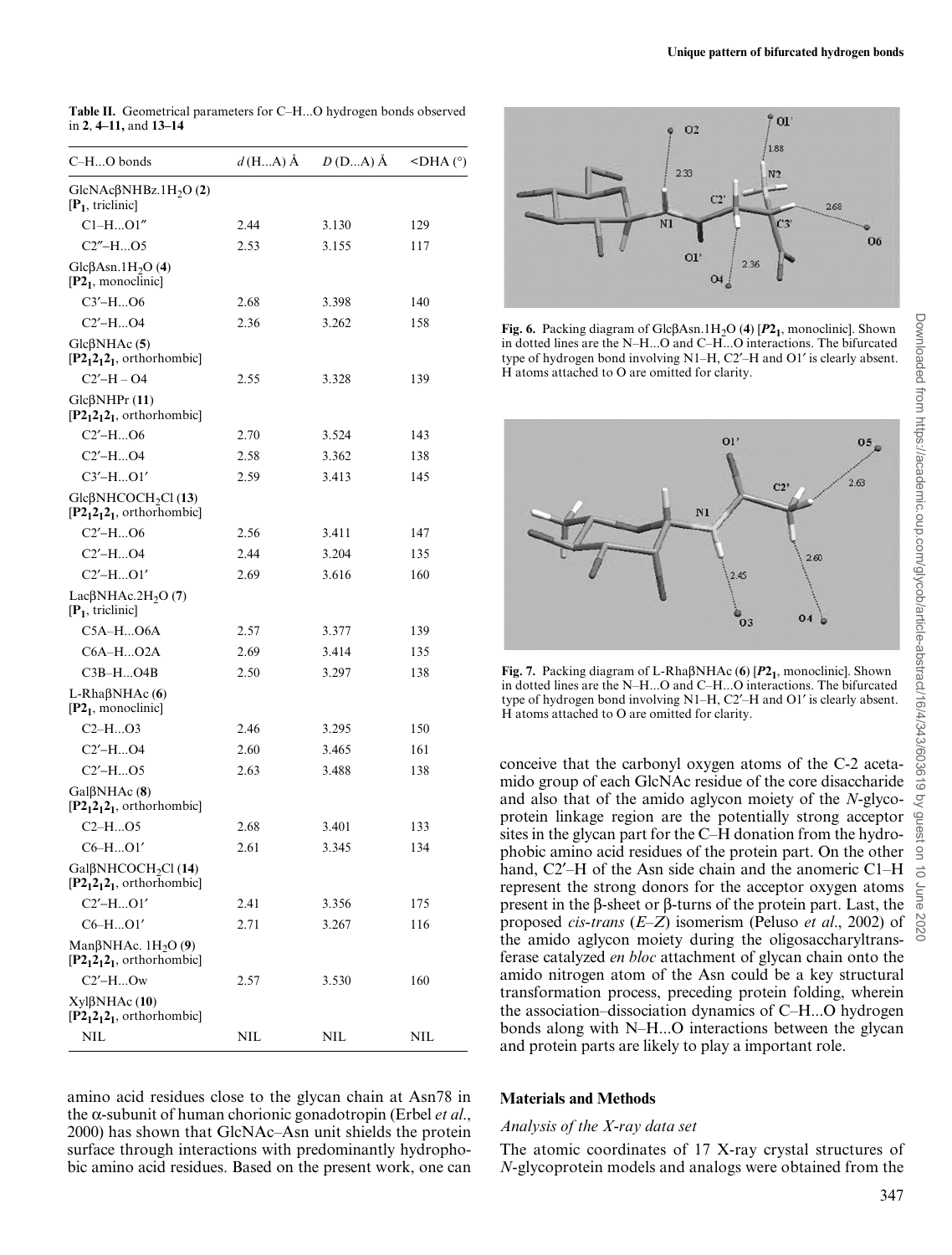**Table II.** Geometrical parameters for C–H...O hydrogen bonds observed in **2**, **4–11**, and **13–14**

| C–H...O bonds | $d$ (H...A) Å | $D$ (D...A) Å | <DHA (°) |
|---|---|---|---|
| GlcNAcβNHBz.1$H_2O$ (**2**) [**P$_1$**, triclinic] | | | |
| C1–H...O1″ | 2.44 | 3.130 | 129 |
| C2″–H...O5 | 2.53 | 3.155 | 117 |
| GlcβAsn.1$H_2O$ (**4**) [**P2$_1$**, monoclinic] | | | |
| C3′–H...O6 | 2.68 | 3.398 | 140 |
| C2′–H...O4 | 2.36 | 3.262 | 158 |
| GlcβNHAc (**5**) [**P2$_1$2$_1$2$_1$**, orthorhombic] | | | |
| C2′–H – O4 | 2.55 | 3.328 | 139 |
| GlcβNHPr (**11**) [**P2$_1$2$_1$2$_1$**, orthorhombic] | | | |
| C2′–H...O6 | 2.70 | 3.524 | 143 |
| C2′–H...O4 | 2.58 | 3.362 | 138 |
| C3′–H...O1′ | 2.59 | 3.413 | 145 |
| GlcβNHCO$CH_2$Cl (**13**) [**P2$_1$2$_1$2$_1$**, orthorhombic] | | | |
| C2′–H...O6 | 2.56 | 3.411 | 147 |
| C2′–H...O4 | 2.44 | 3.204 | 135 |
| C2′–H...O1′ | 2.69 | 3.616 | 160 |
| LacβNHAc.2$H_2O$ (**7**) [**P$_1$**, triclinic] | | | |
| C5A–H...O6A | 2.57 | 3.377 | 139 |
| C6A–H...O2A | 2.69 | 3.414 | 135 |
| C3B–H...O4B | 2.50 | 3.297 | 138 |
| L-RhaβNHAc (**6**) [**P2$_1$**, monoclinic] | | | |
| C2–H...O3 | 2.46 | 3.295 | 150 |
| C2′–H...O4 | 2.60 | 3.465 | 161 |
| C2′–H...O5 | 2.63 | 3.488 | 138 |
| GalβNHAc (**8**) [**P2$_1$2$_1$2$_1$**, orthorhombic] | | | |
| C2–H...O5 | 2.68 | 3.401 | 133 |
| C6–H...O1′ | 2.61 | 3.345 | 134 |
| GalβNHCO$CH_2$Cl (**14**) [**P2$_1$2$_1$2$_1$**, orthorhombic] | | | |
| C2′–H...O1′ | 2.41 | 3.356 | 175 |
| C6–H...O1′ | 2.71 | 3.267 | 116 |
| ManβNHAc. 1$H_2O$ (**9**) [**P2$_1$2$_1$2$_1$**, orthorhombic] | | | |
| C2′–H...Ow | 2.57 | 3.530 | 160 |
| XylβNHAc (**10**) [**P2$_1$2$_1$2$_1$**, orthorhombic] | | | |
| NIL | NIL | NIL | NIL |

amino acid residues close to the glycan chain at Asn78 in the α-subunit of human chorionic gonadotropin (Erbel *et al*., 2000) has shown that GlcNAc–Asn unit shields the protein surface through interactions with predominantly hydrophobic amino acid residues. Based on the present work, one can conceive that the carbonyl oxygen atoms of the C-2 acetamido group of each GlcNAc residue of the core disaccharide and also that of the amido aglycon moiety of the *N*-glycoprotein linkage region are the potentially strong acceptor sites in the glycan part for the C–H donation from the hydrophobic amino acid residues of the protein part. On the other hand, C2′–H of the Asn side chain and the anomeric C1–H represent the strong donors for the acceptor oxygen atoms present in the β-sheet or β-turns of the protein part. Last, the proposed *cis-trans* (*E–Z*) isomerism (Peluso *et al*., 2002) of the amido aglycon moiety during the oligosaccharyltransferase catalyzed *en bloc* attachment of glycan chain onto the amido nitrogen atom of the Asn could be a key structural transformation process, preceding protein folding, wherein the association–dissociation dynamics of C–H...O hydrogen bonds along with N–H...O interactions between the glycan and protein parts are likely to play a important role.

O2 O1′ 1.88 N2 2.33 C2′ 2.68 N1 C3′ O6 O1′ 2.36 O4

**Fig. 6.** Packing diagram of GlcβAsn.1$H_2O$ (**4**) [***P*2$_1$**, monoclinic]. Shown in dotted lines are the N–H...O and C–H...O interactions. The bifurcated type of hydrogen bond involving N1–H, C2′–H and O1′ is clearly absent. H atoms attached to O are omitted for clarity.

O1′ O5 C2′ 2.63 N1 2.60 2.45 O3 O4

**Fig. 7.** Packing diagram of L-RhaβNHAc (**6**) [***P*2$_1$**, monoclinic]. Shown in dotted lines are the N–H...O and C–H...O interactions. The bifurcated type of hydrogen bond involving N1–H, C2′–H and O1′ is clearly absent. H atoms attached to O are omitted for clarity.

## Materials and Methods

### Analysis of the X-ray data set

The atomic coordinates of 17 X-ray crystal structures of *N*-glycoprotein models and analogs were obtained from the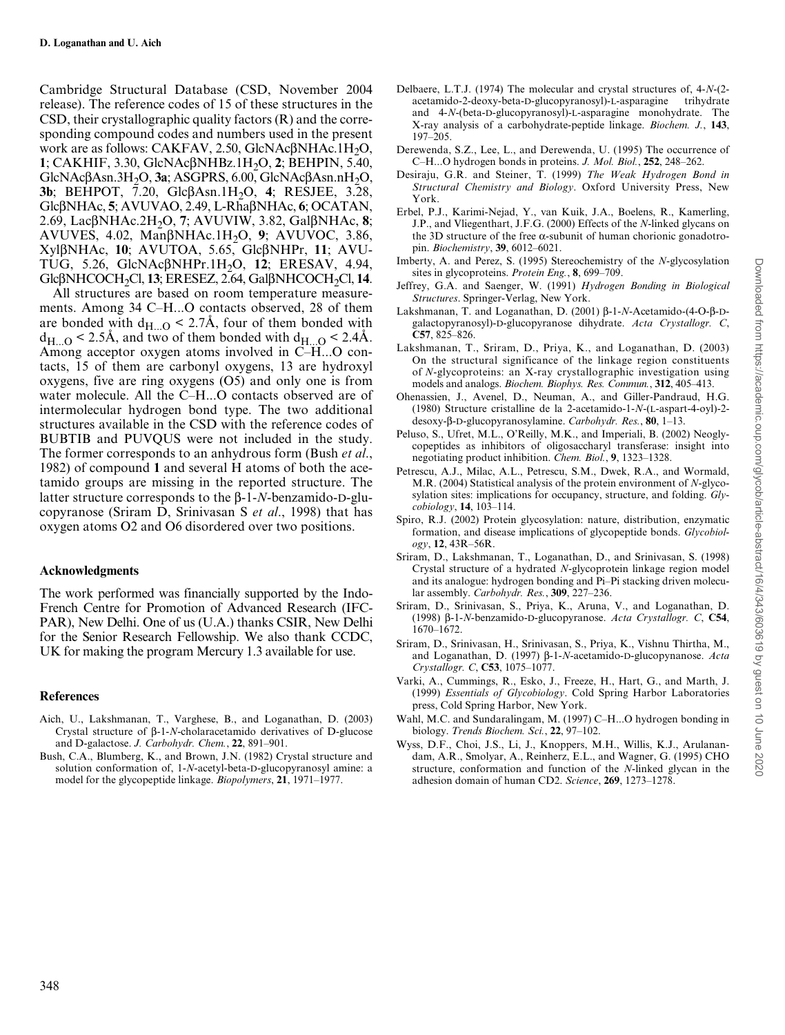Cambridge Structural Database (CSD, November 2004 release). The reference codes of 15 of these structures in the CSD, their crystallographic quality factors (R) and the corresponding compound codes and numbers used in the present work are as follows: CAKFAV, 2.50, GlcNAcβNHAc.1$H_2O$, **1**; CAKHIF, 3.30, GlcNAcβNHBz.1$H_2O$, **2**; BEHPIN, 5.40, GlcNAcβAsn.3$H_2O$, **3a**; ASGPRS, 6.00, GlcNAcβAsn.n$H_2O$, **3b**; BEHPOT, 7.20, GlcβAsn.1$H_2O$, **4**; RESJEE, 3.28, GlcβNHAc, **5**; AVUVAO, 2.49, L-RhaβNHAc, **6**; OCATAN, 2.69, LacβNHAc.2$H_2O$, **7**; AVUVIW, 3.82, GalβNHAc, **8**; AVUVES, 4.02, ManβNHAc.1$H_2O$, **9**; AVUVOC, 3.86, XylβNHAc, **10**; AVUTOA, 5.65, GlcβNHPr, **11**; AVUTUG, 5.26, GlcNAcβNHPr.1$H_2O$, **12**; ERESAV, 4.94, GlcβNHCOCH$_2$Cl, **13**; ERESEZ, 2.64, GalβNHCOCH$_2$Cl, **14**.

All structures are based on room temperature measurements. Among 34 C–H...O contacts observed, 28 of them are bonded with $d_{H...O} < 2.7$Å, four of them bonded with $d_{H...O} < 2.5$Å, and two of them bonded with $d_{H...O} < 2.4$Å. Among acceptor oxygen atoms involved in C–H...O contacts, 15 of them are carbonyl oxygens, 13 are hydroxyl oxygens, five are ring oxygens (O5) and only one is from water molecule. All the C–H...O contacts observed are of intermolecular hydrogen bond type. The two additional structures available in the CSD with the reference codes of BUBTIB and PUVQUS were not included in the study. The former corresponds to an anhydrous form (Bush *et al*., 1982) of compound **1** and several H atoms of both the acetamido groups are missing in the reported structure. The latter structure corresponds to the β-1-*N*-benzamido-D-glucopyranose (Sriram D, Srinivasan S *et al*., 1998) that has oxygen atoms O2 and O6 disordered over two positions.

## Acknowledgments

The work performed was financially supported by the Indo-French Centre for Promotion of Advanced Research (IFCPAR), New Delhi. One of us (U.A.) thanks CSIR, New Delhi for the Senior Research Fellowship. We also thank CCDC, UK for making the program Mercury 1.3 available for use.

## References

Aich, U., Lakshmanan, T., Varghese, B., and Loganathan, D. (2003) Crystal structure of β-1-*N*-cholaracetamido derivatives of D-glucose and D-galactose. *J. Carbohydr. Chem.*, **22**, 891–901.

Bush, C.A., Blumberg, K., and Brown, J.N. (1982) Crystal structure and solution conformation of, 1-*N*-acetyl-beta-D-glucopyranosyl amine: a model for the glycopeptide linkage. *Biopolymers*, **21**, 1971–1977.

Delbaere, L.T.J. (1974) The molecular and crystal structures of, 4-*N*-(2-acetamido-2-deoxy-beta-D-glucopyranosyl)-L-asparagine trihydrate and 4-*N*-(beta-D-glucopyranosyl)-L-asparagine monohydrate. The X-ray analysis of a carbohydrate-peptide linkage. *Biochem. J.*, **143**, 197–205.

Derewenda, S.Z., Lee, L., and Derewenda, U. (1995) The occurrence of C–H...O hydrogen bonds in proteins. *J. Mol. Biol.*, **252**, 248–262.

Desiraju, G.R. and Steiner, T. (1999) *The Weak Hydrogen Bond in Structural Chemistry and Biology*. Oxford University Press, New York.

Erbel, P.J., Karimi-Nejad, Y., van Kuik, J.A., Boelens, R., Kamerling, J.P., and Vliegenthart, J.F.G. (2000) Effects of the *N*-linked glycans on the 3D structure of the free α-subunit of human chorionic gonadotropin. *Biochemistry*, **39**, 6012–6021.

Imberty, A. and Perez, S. (1995) Stereochemistry of the *N*-glycosylation sites in glycoproteins. *Protein Eng.*, **8**, 699–709.

Jeffrey, G.A. and Saenger, W. (1991) *Hydrogen Bonding in Biological Structures*. Springer-Verlag, New York.

Lakshmanan, T. and Loganathan, D. (2001) β-1-*N*-Acetamido-(4-O-β-D-galactopyranosyl)-D-glucopyranose dihydrate. *Acta Crystallogr. C*, **C57**, 825–826.

Lakshmanan, T., Sriram, D., Priya, K., and Loganathan, D. (2003) On the structural significance of the linkage region constituents of *N*-glycoproteins: an X-ray crystallographic investigation using models and analogs. *Biochem. Biophys. Res. Commun.*, **312**, 405–413.

Ohenassien, J., Avenel, D., Neuman, A., and Giller-Pandraud, H.G. (1980) Structure cristalline de la 2-acetamido-1-*N*-(L-aspart-4-oyl)-2-desoxy-β-D-glucopyranosylamine. *Carbohydr. Res.*, **80**, 1–13.

Peluso, S., Ufret, M.L., O'Reilly, M.K., and Imperiali, B. (2002) Neoglycopeptides as inhibitors of oligosaccharyl transferase: insight into negotiating product inhibition. *Chem. Biol.*, **9**, 1323–1328.

Petrescu, A.J., Milac, A.L., Petrescu, S.M., Dwek, R.A., and Wormald, M.R. (2004) Statistical analysis of the protein environment of *N*-glycosylation sites: implications for occupancy, structure, and folding. *Glycobiology*, **14**, 103–114.

Spiro, R.J. (2002) Protein glycosylation: nature, distribution, enzymatic formation, and disease implications of glycopeptide bonds. *Glycobiology*, **12**, 43R–56R.

Sriram, D., Lakshmanan, T., Loganathan, D., and Srinivasan, S. (1998) Crystal structure of a hydrated *N*-glycoprotein linkage region model and its analogue: hydrogen bonding and Pi–Pi stacking driven molecular assembly. *Carbohydr. Res.*, **309**, 227–236.

Sriram, D., Srinivasan, S., Priya, K., Aruna, V., and Loganathan, D. (1998) β-1-*N*-benzamido-D-glucopyranose. *Acta Crystallogr. C*, **C54**, 1670–1672.

Sriram, D., Srinivasan, H., Srinivasan, S., Priya, K., Vishnu Thirtha, M., and Loganathan, D. (1997) β-1-*N*-acetamido-D-glucopynanose. *Acta Crystallogr. C*, **C53**, 1075–1077.

Varki, A., Cummings, R., Esko, J., Freeze, H., Hart, G., and Marth, J. (1999) *Essentials of Glycobiology*. Cold Spring Harbor Laboratories press, Cold Spring Harbor, New York.

Wahl, M.C. and Sundaralingam, M. (1997) C–H...O hydrogen bonding in biology. *Trends Biochem. Sci.*, **22**, 97–102.

Wyss, D.F., Choi, J.S., Li, J., Knoppers, M.H., Willis, K.J., Arulanandam, A.R., Smolyar, A., Reinherz, E.L., and Wagner, G. (1995) CHO structure, conformation and function of the *N*-linked glycan in the adhesion domain of human CD2. *Science*, **269**, 1273–1278.